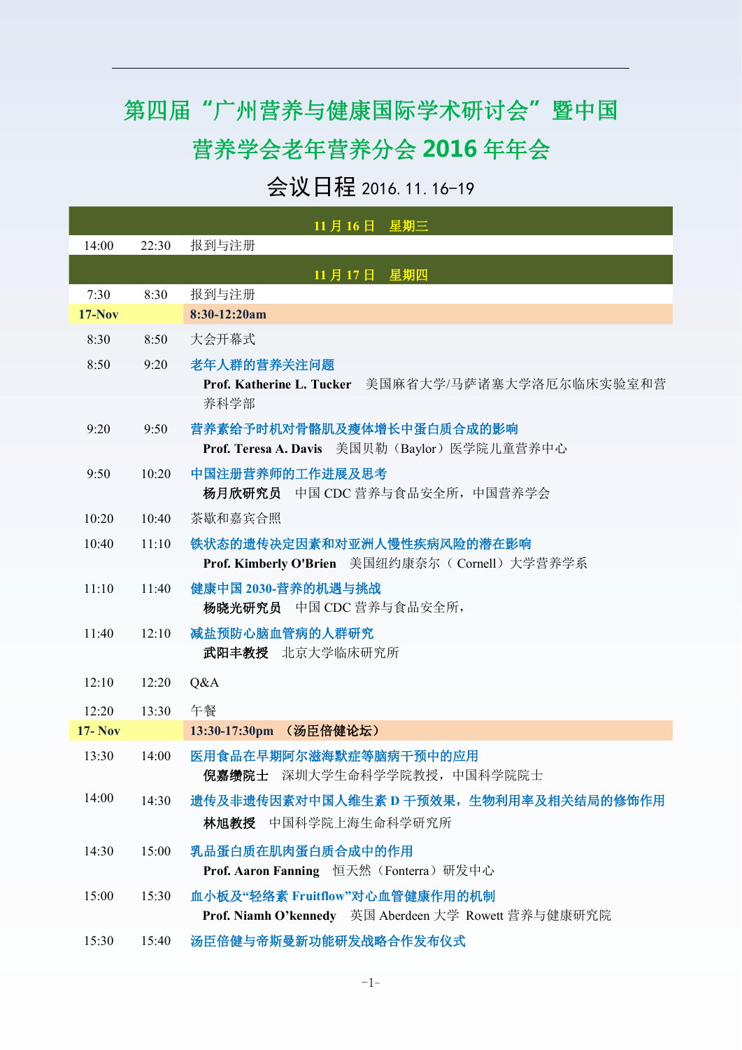# 第四届“广州营养与健康国际学术研讨会”暨中国营养学会老年营养分会 2016 年年会

## 会议日程 2016.11.16-19

| | | |
|---|---|---|
| **11 月 16 日　星期三** | | |
| 14:00 | 22:30 | 报到与注册 |
| **11 月 17 日　星期四** | | |
| 7:30 | 8:30 | 报到与注册 |
| **17-Nov** | | **8:30-12:20am** |
| 8:30 | 8:50 | 大会开幕式 |
| 8:50 | 9:20 | **老年人群的营养关注问题**<br>**Prof. Katherine L. Tucker**　美国麻省大学/马萨诸塞大学洛厄尔临床实验室和营养科学部 |
| 9:20 | 9:50 | **营养素给予时机对骨骼肌及瘦体增长中蛋白质合成的影响**<br>**Prof. Teresa A. Davis**　美国贝勒（Baylor）医学院儿童营养中心 |
| 9:50 | 10:20 | **中国注册营养师的工作进展及思考**<br>**杨月欣研究员**　中国 CDC 营养与食品安全所，中国营养学会 |
| 10:20 | 10:40 | 茶歇和嘉宾合照 |
| 10:40 | 11:10 | **铁状态的遗传决定因素和对亚洲人慢性疾病风险的潜在影响**<br>**Prof. Kimberly O'Brien**　美国纽约康奈尔（ Cornell）大学营养学系 |
| 11:10 | 11:40 | **健康中国 2030-营养的机遇与挑战**<br>**杨晓光研究员**　中国 CDC 营养与食品安全所， |
| 11:40 | 12:10 | **减盐预防心脑血管病的人群研究**<br>**武阳丰教授**　北京大学临床研究所 |
| 12:10 | 12:20 | Q&A |
| 12:20 | 13:30 | 午餐 |
| **17- Nov** | | **13:30-17:30pm　（汤臣倍健论坛）** |
| 13:30 | 14:00 | **医用食品在早期阿尔滋海默症等脑病干预中的应用**<br>**倪嘉缵院士**　深圳大学生命科学学院教授，中国科学院院士 |
| 14:00 | 14:30 | **遗传及非遗传因素对中国人维生素 D 干预效果，生物利用率及相关结局的修饰作用**<br>**林旭教授**　中国科学院上海生命科学研究所 |
| 14:30 | 15:00 | **乳品蛋白质在肌肉蛋白质合成中的作用**<br>**Prof. Aaron Fanning**　恒天然（Fonterra）研发中心 |
| 15:00 | 15:30 | **血小板及“轻络素 Fruitflow”对心血管健康作用的机制**<br>**Prof. Niamh O’kennedy**　英国 Aberdeen 大学 Rowett 营养与健康研究院 |
| 15:30 | 15:40 | **汤臣倍健与帝斯曼新功能研发战略合作发布仪式** |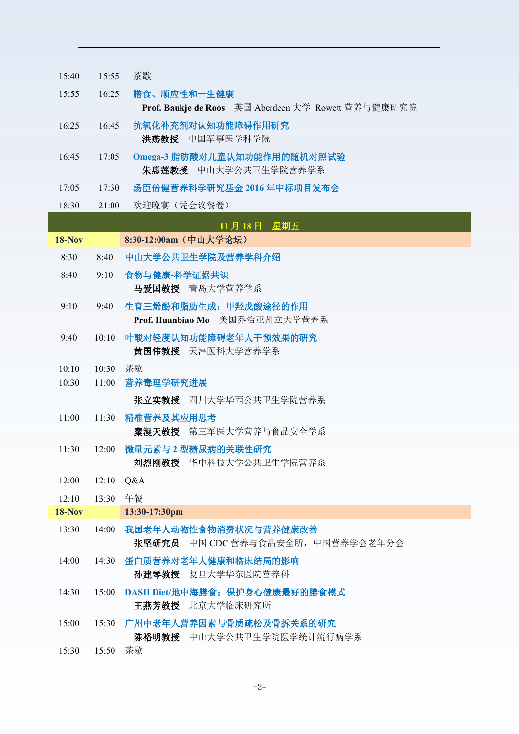| 开始 | 结束 | 内容 |
|---|---|---|
| 15:40 | 15:55 | 茶歇 |
| 15:55 | 16:25 | 膳食、顺应性和一生健康<br>**Prof. Baukje de Roos** 英国 Aberdeen 大学 Rowett 营养与健康研究院 |
| 16:25 | 16:45 | 抗氧化补充剂对认知功能障碍作用研究<br>**洪燕教授** 中国军事医学科学院 |
| 16:45 | 17:05 | Omega-3 脂肪酸对儿童认知功能作用的随机对照试验<br>**朱惠莲教授** 中山大学公共卫生学院营养学系 |
| 17:05 | 17:30 | 汤臣倍健营养科学研究基金 2016 年中标项目发布会 |
| 18:30 | 21:00 | 欢迎晚宴（凭会议餐卷） |

## 11 月 18 日 星期五

| 开始 | 结束 | 内容 |
|---|---|---|
| **18-Nov** | | **8:30-12:00am（中山大学论坛）** |
| 8:30 | 8:40 | 中山大学公共卫生学院及营养学科介绍 |
| 8:40 | 9:10 | 食物与健康-科学证据共识<br>**马爱国教授** 青岛大学营养学系 |
| 9:10 | 9:40 | 生育三烯酚和脂肪生成：甲羟戊酸途径的作用<br>**Prof. Huanbiao Mo** 美国乔治亚州立大学营养系 |
| 9:40 | 10:10 | 叶酸对轻度认知功能障碍老年人干预效果的研究<br>**黄国伟教授** 天津医科大学营养学系 |
| 10:10 | 10:30 | 茶歇 |
| 10:30 | 11:00 | 营养毒理学研究进展<br>**张立实教授** 四川大学华西公共卫生学院营养系 |
| 11:00 | 11:30 | 精准营养及其应用思考<br>**糜漫天教授** 第三军医大学营养与食品安全学系 |
| 11:30 | 12:00 | 微量元素与 2 型糖尿病的关联性研究<br>**刘烈刚教授** 华中科技大学公共卫生学院营养系 |
| 12:00 | 12:10 | Q&A |
| 12:10 | 13:30 | 午餐 |
| **18-Nov** | | **13:30-17:30pm** |
| 13:30 | 14:00 | 我国老年人动物性食物消费状况与营养健康改善<br>**张坚研究员** 中国 CDC 营养与食品安全所，中国营养学会老年分会 |
| 14:00 | 14:30 | 蛋白质营养对老年人健康和临床结局的影响<br>**孙建琴教授** 复旦大学华东医院营养科 |
| 14:30 | 15:00 | DASH Diet/地中海膳食：保护身心健康最好的膳食模式<br>**王燕芳教授** 北京大学临床研究所 |
| 15:00 | 15:30 | 广州中老年人营养因素与骨质疏松及骨折关系的研究<br>**陈裕明教授** 中山大学公共卫生学院医学统计流行病学系 |
| 15:30 | 15:50 | 茶歇 |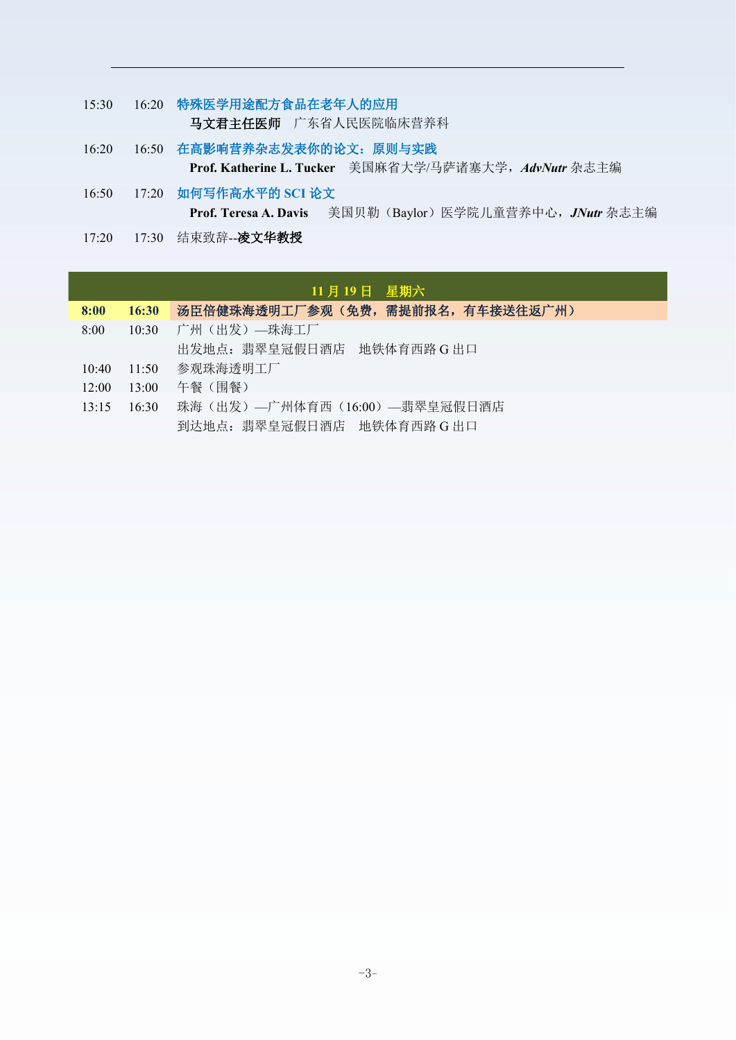| | | |
|---|---|---|
| 15:30 | 16:20 | **特殊医学用途配方食品在老年人的应用**<br>**马文君主任医师** 广东省人民医院临床营养科 |
| 16:20 | 16:50 | **在高影响营养杂志发表你的论文：原则与实践**<br>**Prof. Katherine L. Tucker** 美国麻省大学/马萨诸塞大学，***AdvNutr*** 杂志主编 |
| 16:50 | 17:20 | **如何写作高水平的 SCI 论文**<br>**Prof. Teresa A. Davis** 美国贝勒（Baylor）医学院儿童营养中心，***JNutr*** 杂志主编 |
| 17:20 | 17:30 | 结束致辞--**凌文华教授** |

| | | **11 月 19 日　星期六** |
|---|---|---|
| **8:00** | **16:30** | **汤臣倍健珠海透明工厂参观（免费，需提前报名，有车接送往返广州）** |
| 8:00 | 10:30 | 广州（出发）—珠海工厂<br>出发地点：翡翠皇冠假日酒店　地铁体育西路 G 出口 |
| 10:40 | 11:50 | 参观珠海透明工厂 |
| 12:00 | 13:00 | 午餐（围餐） |
| 13:15 | 16:30 | 珠海（出发）—广州体育西（16:00）—翡翠皇冠假日酒店<br>到达地点：翡翠皇冠假日酒店　地铁体育西路 G 出口 |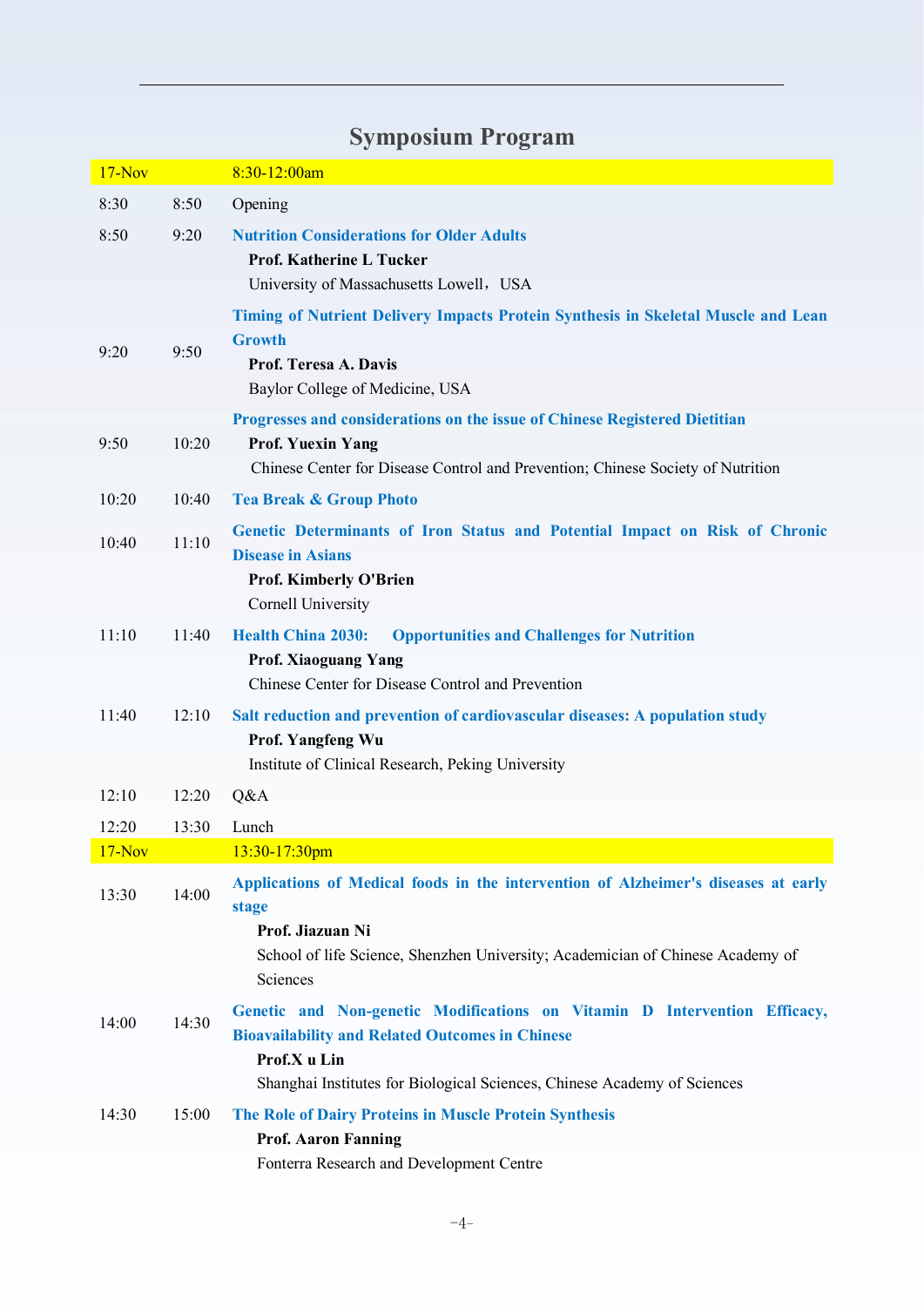# Symposium Program

| 17-Nov | | 8:30-12:00am |
|---|---|---|
| 8:30 | 8:50 | Opening |
| 8:50 | 9:20 | **Nutrition Considerations for Older Adults**<br>**Prof. Katherine L Tucker**<br>University of Massachusetts Lowell，USA |
| 9:20 | 9:50 | **Timing of Nutrient Delivery Impacts Protein Synthesis in Skeletal Muscle and Lean Growth**<br>**Prof. Teresa A. Davis**<br>Baylor College of Medicine, USA |
| 9:50 | 10:20 | **Progresses and considerations on the issue of Chinese Registered Dietitian**<br>**Prof. Yuexin Yang**<br>Chinese Center for Disease Control and Prevention; Chinese Society of Nutrition |
| 10:20 | 10:40 | **Tea Break & Group Photo** |
| 10:40 | 11:10 | **Genetic Determinants of Iron Status and Potential Impact on Risk of Chronic Disease in Asians**<br>**Prof. Kimberly O'Brien**<br>Cornell University |
| 11:10 | 11:40 | **Health China 2030: Opportunities and Challenges for Nutrition**<br>**Prof. Xiaoguang Yang**<br>Chinese Center for Disease Control and Prevention |
| 11:40 | 12:10 | **Salt reduction and prevention of cardiovascular diseases: A population study**<br>**Prof. Yangfeng Wu**<br>Institute of Clinical Research, Peking University |
| 12:10 | 12:20 | Q&A |
| 12:20 | 13:30 | Lunch |
| 17-Nov | | 13:30-17:30pm |
| 13:30 | 14:00 | **Applications of Medical foods in the intervention of Alzheimer's diseases at early stage**<br>**Prof. Jiazuan Ni**<br>School of life Science, Shenzhen University; Academician of Chinese Academy of Sciences |
| 14:00 | 14:30 | **Genetic and Non-genetic Modifications on Vitamin D Intervention Efficacy, Bioavailability and Related Outcomes in Chinese**<br>**Prof.X u Lin**<br>Shanghai Institutes for Biological Sciences, Chinese Academy of Sciences |
| 14:30 | 15:00 | **The Role of Dairy Proteins in Muscle Protein Synthesis**<br>**Prof. Aaron Fanning**<br>Fonterra Research and Development Centre |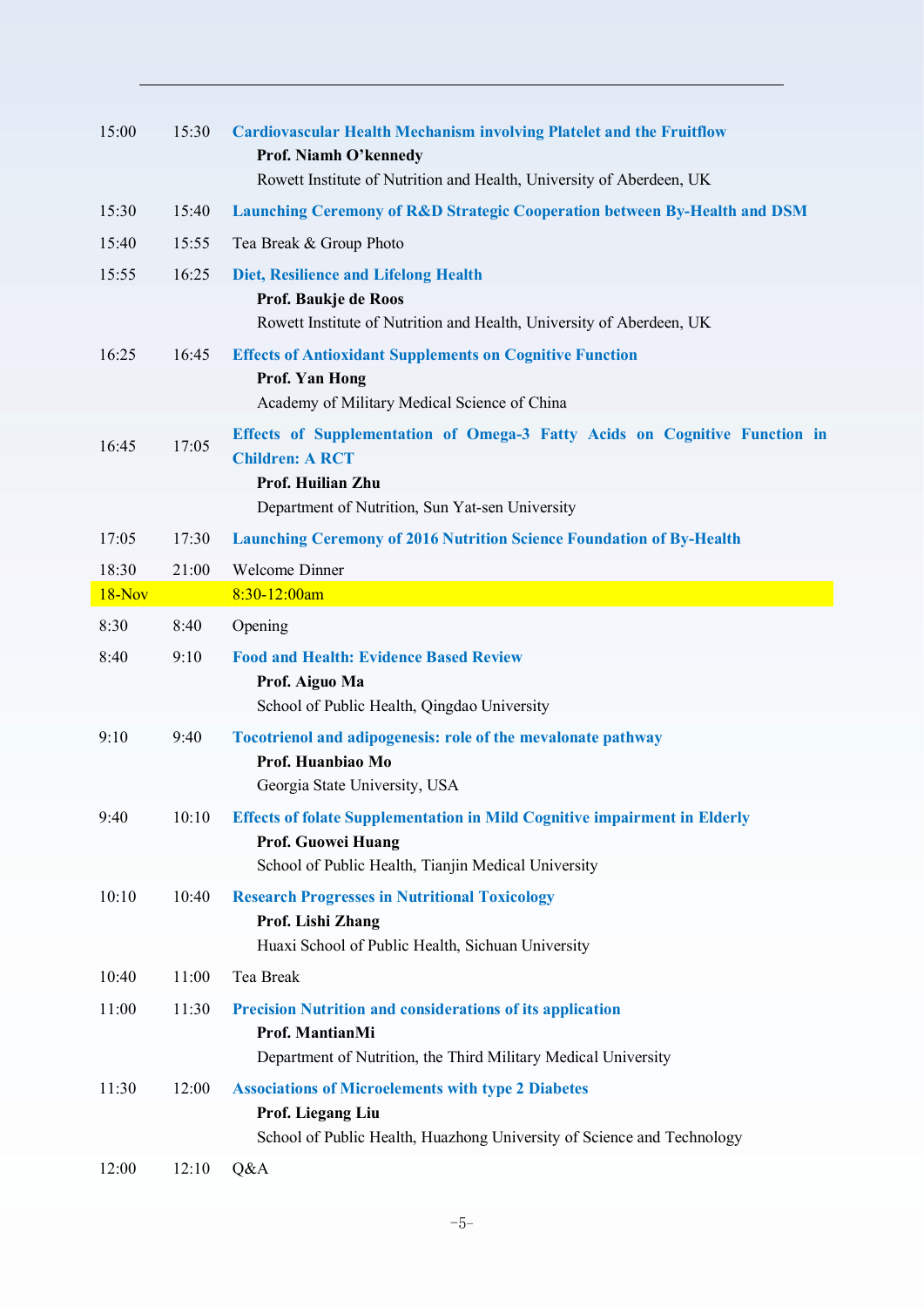| | | |
|---|---|---|
| 15:00 | 15:30 | **Cardiovascular Health Mechanism involving Platelet and the Fruitflow**<br>**Prof. Niamh O'kennedy**<br>Rowett Institute of Nutrition and Health, University of Aberdeen, UK |
| 15:30 | 15:40 | **Launching Ceremony of R&D Strategic Cooperation between By-Health and DSM** |
| 15:40 | 15:55 | Tea Break & Group Photo |
| 15:55 | 16:25 | **Diet, Resilience and Lifelong Health**<br>**Prof. Baukje de Roos**<br>Rowett Institute of Nutrition and Health, University of Aberdeen, UK |
| 16:25 | 16:45 | **Effects of Antioxidant Supplements on Cognitive Function**<br>**Prof. Yan Hong**<br>Academy of Military Medical Science of China |
| 16:45 | 17:05 | **Effects of Supplementation of Omega-3 Fatty Acids on Cognitive Function in Children: A RCT**<br>**Prof. Huilian Zhu**<br>Department of Nutrition, Sun Yat-sen University |
| 17:05 | 17:30 | **Launching Ceremony of 2016 Nutrition Science Foundation of By-Health** |
| 18:30 | 21:00 | Welcome Dinner |
| 18-Nov | | 8:30-12:00am |
| 8:30 | 8:40 | Opening |
| 8:40 | 9:10 | **Food and Health: Evidence Based Review**<br>**Prof. Aiguo Ma**<br>School of Public Health, Qingdao University |
| 9:10 | 9:40 | **Tocotrienol and adipogenesis: role of the mevalonate pathway**<br>**Prof. Huanbiao Mo**<br>Georgia State University, USA |
| 9:40 | 10:10 | **Effects of folate Supplementation in Mild Cognitive impairment in Elderly**<br>**Prof. Guowei Huang**<br>School of Public Health, Tianjin Medical University |
| 10:10 | 10:40 | **Research Progresses in Nutritional Toxicology**<br>**Prof. Lishi Zhang**<br>Huaxi School of Public Health, Sichuan University |
| 10:40 | 11:00 | Tea Break |
| 11:00 | 11:30 | **Precision Nutrition and considerations of its application**<br>**Prof. MantianMi**<br>Department of Nutrition, the Third Military Medical University |
| 11:30 | 12:00 | **Associations of Microelements with type 2 Diabetes**<br>**Prof. Liegang Liu**<br>School of Public Health, Huazhong University of Science and Technology |
| 12:00 | 12:10 | Q&A |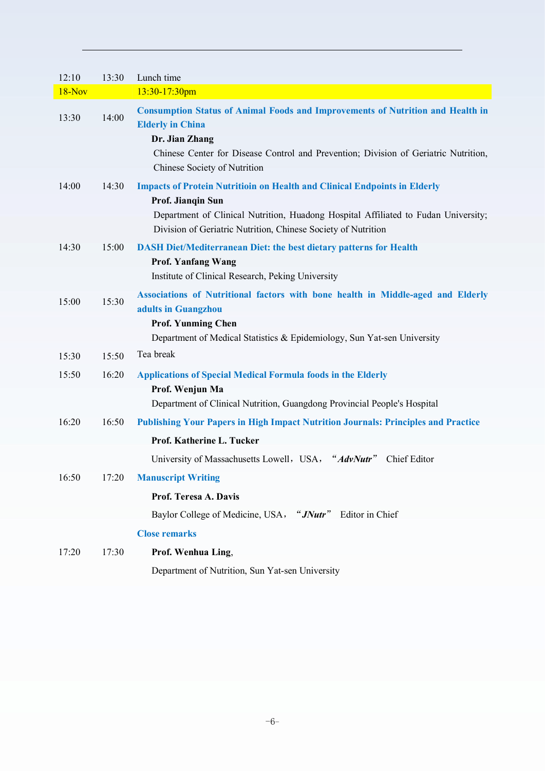| | | |
|---|---|---|
| 12:10 | 13:30 | Lunch time |
| 18-Nov | | 13:30-17:30pm |
| 13:30 | 14:00 | **Consumption Status of Animal Foods and Improvements of Nutrition and Health in Elderly in China**<br>**Dr. Jian Zhang**<br>Chinese Center for Disease Control and Prevention; Division of Geriatric Nutrition, Chinese Society of Nutrition |
| 14:00 | 14:30 | **Impacts of Protein Nutritioin on Health and Clinical Endpoints in Elderly**<br>**Prof. Jianqin Sun**<br>Department of Clinical Nutrition, Huadong Hospital Affiliated to Fudan University; Division of Geriatric Nutrition, Chinese Society of Nutrition |
| 14:30 | 15:00 | **DASH Diet/Mediterranean Diet: the best dietary patterns for Health**<br>**Prof. Yanfang Wang**<br>Institute of Clinical Research, Peking University |
| 15:00 | 15:30 | **Associations of Nutritional factors with bone health in Middle-aged and Elderly adults in Guangzhou**<br>**Prof. Yunming Chen**<br>Department of Medical Statistics & Epidemiology, Sun Yat-sen University |
| 15:30 | 15:50 | Tea break |
| 15:50 | 16:20 | **Applications of Special Medical Formula foods in the Elderly**<br>**Prof. Wenjun Ma**<br>Department of Clinical Nutrition, Guangdong Provincial People's Hospital |
| 16:20 | 16:50 | **Publishing Your Papers in High Impact Nutrition Journals: Principles and Practice**<br>**Prof. Katherine L. Tucker**<br>University of Massachusetts Lowell，USA，“***AdvNutr***” Chief Editor |
| 16:50 | 17:20 | **Manuscript Writing**<br>**Prof. Teresa A. Davis**<br>Baylor College of Medicine, USA，“***JNutr***” Editor in Chief |
| 17:20 | 17:30 | **Close remarks**<br>**Prof. Wenhua Ling**,<br>Department of Nutrition, Sun Yat-sen University |